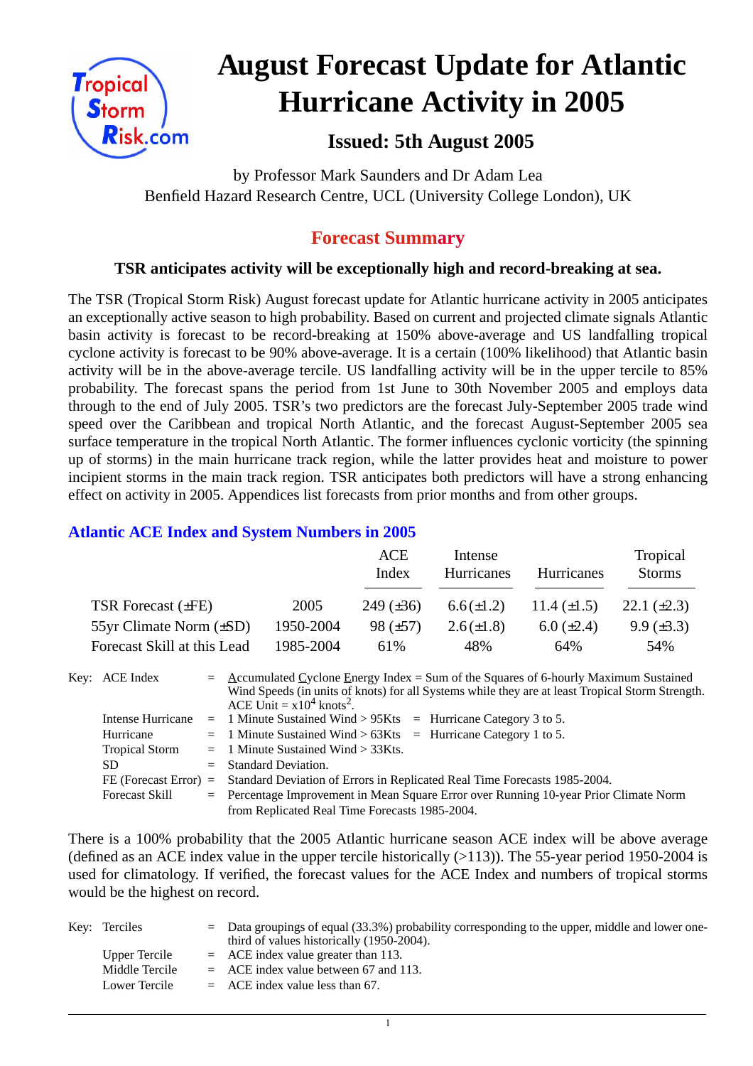# August Forecast Update for Atlantic Hurricane Activity in 2005

## Issued: 5th August 2005

by Professor Mark Saunders and Dr Adam Lea
Benfield Hazard Research Centre, UCL (University College London), UK

## Forecast Summary

### TSR anticipates activity will be exceptionally high and record-breaking at sea.

The TSR (Tropical Storm Risk) August forecast update for Atlantic hurricane activity in 2005 anticipates an exceptionally active season to high probability. Based on current and projected climate signals Atlantic basin activity is forecast to be record-breaking at 150% above-average and US landfalling tropical cyclone activity is forecast to be 90% above-average. It is a certain (100% likelihood) that Atlantic basin activity will be in the above-average tercile. US landfalling activity will be in the upper tercile to 85% probability. The forecast spans the period from 1st June to 30th November 2005 and employs data through to the end of July 2005. TSR's two predictors are the forecast July-September 2005 trade wind speed over the Caribbean and tropical North Atlantic, and the forecast August-September 2005 sea surface temperature in the tropical North Atlantic. The former influences cyclonic vorticity (the spinning up of storms) in the main hurricane track region, while the latter provides heat and moisture to power incipient storms in the main track region. TSR anticipates both predictors will have a strong enhancing effect on activity in 2005. Appendices list forecasts from prior months and from other groups.

### Atlantic ACE Index and System Numbers in 2005

| | | ACE Index | Intense Hurricanes | Hurricanes | Tropical Storms |
|---|---|---|---|---|---|
| TSR Forecast (±FE) | 2005 | 249 (±36) | 6.6 (±1.2) | 11.4 (±1.5) | 22.1 (±2.3) |
| 55yr Climate Norm (±SD) | 1950-2004 | 98 (±57) | 2.6 (±1.8) | 6.0 (±2.4) | 9.9 (±3.3) |
| Forecast Skill at this Lead | 1985-2004 | 61% | 48% | 64% | 54% |

Key:
- ACE Index = Accumulated Cyclone Energy Index = Sum of the Squares of 6-hourly Maximum Sustained Wind Speeds (in units of knots) for all Systems while they are at least Tropical Storm Strength. ACE Unit = $x10^4$ knots$^2$.
- Intense Hurricane = 1 Minute Sustained Wind > 95Kts = Hurricane Category 3 to 5.
- Hurricane = 1 Minute Sustained Wind > 63Kts = Hurricane Category 1 to 5.
- Tropical Storm = 1 Minute Sustained Wind > 33Kts.
- SD = Standard Deviation.
- FE (Forecast Error) = Standard Deviation of Errors in Replicated Real Time Forecasts 1985-2004.
- Forecast Skill = Percentage Improvement in Mean Square Error over Running 10-year Prior Climate Norm from Replicated Real Time Forecasts 1985-2004.

There is a 100% probability that the 2005 Atlantic hurricane season ACE index will be above average (defined as an ACE index value in the upper tercile historically (>113)). The 55-year period 1950-2004 is used for climatology. If verified, the forecast values for the ACE Index and numbers of tropical storms would be the highest on record.

Key:
- Terciles = Data groupings of equal (33.3%) probability corresponding to the upper, middle and lower one-third of values historically (1950-2004).
- Upper Tercile = ACE index value greater than 113.
- Middle Tercile = ACE index value between 67 and 113.
- Lower Tercile = ACE index value less than 67.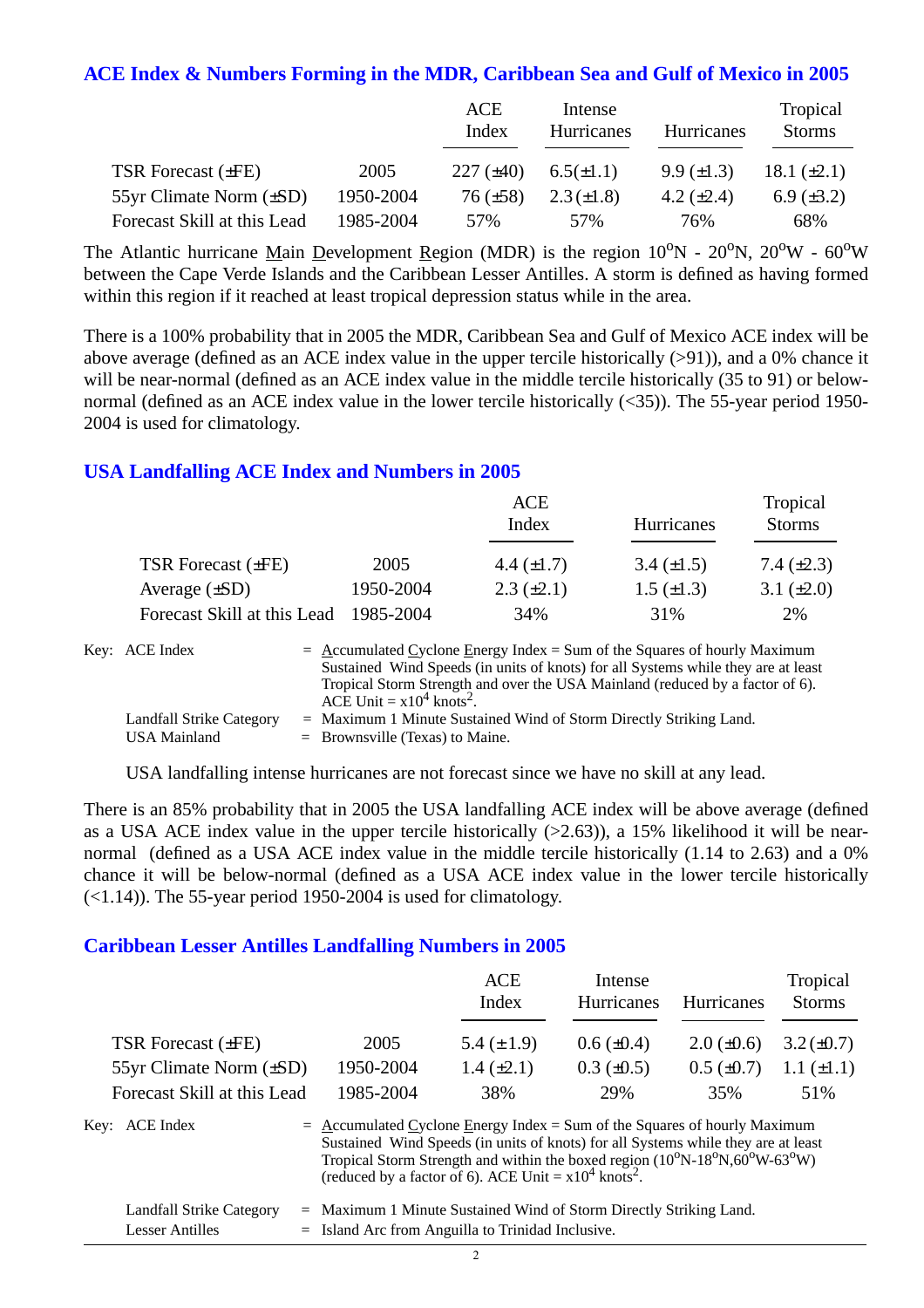## ACE Index & Numbers Forming in the MDR, Caribbean Sea and Gulf of Mexico in 2005

| | | ACE Index | Intense Hurricanes | Hurricanes | Tropical Storms |
|---|---|---|---|---|---|
| TSR Forecast (±FE) | 2005 | 227 (±40) | 6.5(±1.1) | 9.9 (±1.3) | 18.1 (±2.1) |
| 55yr Climate Norm (±SD) | 1950-2004 | 76 (±58) | 2.3 (±1.8) | 4.2 (±2.4) | 6.9 (±3.2) |
| Forecast Skill at this Lead | 1985-2004 | 57% | 57% | 76% | 68% |

The Atlantic hurricane Main Development Region (MDR) is the region 10°N - 20°N, 20°W - 60°W between the Cape Verde Islands and the Caribbean Lesser Antilles. A storm is defined as having formed within this region if it reached at least tropical depression status while in the area.

There is a 100% probability that in 2005 the MDR, Caribbean Sea and Gulf of Mexico ACE index will be above average (defined as an ACE index value in the upper tercile historically (>91)), and a 0% chance it will be near-normal (defined as an ACE index value in the middle tercile historically (35 to 91) or below-normal (defined as an ACE index value in the lower tercile historically (<35)). The 55-year period 1950-2004 is used for climatology.

## USA Landfalling ACE Index and Numbers in 2005

| | | ACE Index | Hurricanes | Tropical Storms |
|---|---|---|---|---|
| TSR Forecast (±FE) | 2005 | 4.4 (±1.7) | 3.4 (±1.5) | 7.4 (±2.3) |
| Average (±SD) | 1950-2004 | 2.3 (±2.1) | 1.5 (±1.3) | 3.1 (±2.0) |
| Forecast Skill at this Lead | 1985-2004 | 34% | 31% | 2% |

Key: ACE Index = Accumulated Cyclone Energy Index = Sum of the Squares of hourly Maximum Sustained Wind Speeds (in units of knots) for all Systems while they are at least Tropical Storm Strength and over the USA Mainland (reduced by a factor of 6). ACE Unit = $x10^4$ knots$^2$.

Landfall Strike Category = Maximum 1 Minute Sustained Wind of Storm Directly Striking Land.

USA Mainland = Brownsville (Texas) to Maine.

USA landfalling intense hurricanes are not forecast since we have no skill at any lead.

There is an 85% probability that in 2005 the USA landfalling ACE index will be above average (defined as a USA ACE index value in the upper tercile historically (>2.63)), a 15% likelihood it will be near-normal (defined as a USA ACE index value in the middle tercile historically (1.14 to 2.63) and a 0% chance it will be below-normal (defined as a USA ACE index value in the lower tercile historically (<1.14)). The 55-year period 1950-2004 is used for climatology.

## Caribbean Lesser Antilles Landfalling Numbers in 2005

| | | ACE Index | Intense Hurricanes | Hurricanes | Tropical Storms |
|---|---|---|---|---|---|
| TSR Forecast (±FE) | 2005 | 5.4 (±1.9) | 0.6 (±0.4) | 2.0 (±0.6) | 3.2 (±0.7) |
| 55yr Climate Norm (±SD) | 1950-2004 | 1.4 (±2.1) | 0.3 (±0.5) | 0.5 (±0.7) | 1.1 (±1.1) |
| Forecast Skill at this Lead | 1985-2004 | 38% | 29% | 35% | 51% |

Key: ACE Index = Accumulated Cyclone Energy Index = Sum of the Squares of hourly Maximum Sustained Wind Speeds (in units of knots) for all Systems while they are at least Tropical Storm Strength and within the boxed region (10°N-18°N,60°W-63°W) (reduced by a factor of 6). ACE Unit = $x10^4$ knots$^2$.

Landfall Strike Category = Maximum 1 Minute Sustained Wind of Storm Directly Striking Land.

Lesser Antilles = Island Arc from Anguilla to Trinidad Inclusive.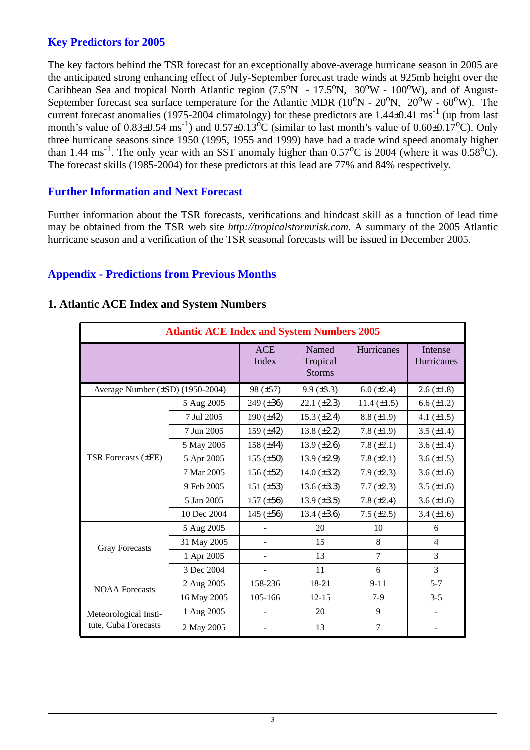## Key Predictors for 2005

The key factors behind the TSR forecast for an exceptionally above-average hurricane season in 2005 are the anticipated strong enhancing effect of July-September forecast trade winds at 925mb height over the Caribbean Sea and tropical North Atlantic region (7.5$^{o}$N - 17.5$^{o}$N, 30$^{o}$W - 100$^{o}$W), and of August-September forecast sea surface temperature for the Atlantic MDR (10$^{o}$N - 20$^{o}$N, 20$^{o}$W - 60$^{o}$W). The current forecast anomalies (1975-2004 climatology) for these predictors are 1.44±0.41 ms$^{-1}$ (up from last month's value of 0.83±0.54 ms$^{-1}$) and 0.57±0.13$^{o}$C (similar to last month's value of 0.60±0.17$^{o}$C). Only three hurricane seasons since 1950 (1995, 1955 and 1999) have had a trade wind speed anomaly higher than 1.44 ms$^{-1}$. The only year with an SST anomaly higher than 0.57$^{o}$C is 2004 (where it was 0.58$^{o}$C). The forecast skills (1985-2004) for these predictors at this lead are 77% and 84% respectively.

## Further Information and Next Forecast

Further information about the TSR forecasts, verifications and hindcast skill as a function of lead time may be obtained from the TSR web site *http://tropicalstormrisk.com.* A summary of the 2005 Atlantic hurricane season and a verification of the TSR seasonal forecasts will be issued in December 2005.

## Appendix - Predictions from Previous Months

### 1. Atlantic ACE Index and System Numbers

| Atlantic ACE Index and System Numbers 2005 | | | | | |
|---|---|---|---|---|---|
| | | ACE Index | Named Tropical Storms | Hurricanes | Intense Hurricanes |
| Average Number (±SD) (1950-2004) | | 98 (±57) | 9.9 (±3.3) | 6.0 (±2.4) | 2.6 (±1.8) |
| TSR Forecasts (±FE) | 5 Aug 2005 | 249 (±36) | 22.1 (±2.3) | 11.4 (±1.5) | 6.6 (±1.2) |
| | 7 Jul 2005 | 190 (±42) | 15.3 (±2.4) | 8.8 (±1.9) | 4.1 (±1.5) |
| | 7 Jun 2005 | 159 (±42) | 13.8 (±2.2) | 7.8 (±1.9) | 3.5 (±1.4) |
| | 5 May 2005 | 158 (±44) | 13.9 (±2.6) | 7.8 (±2.1) | 3.6 (±1.4) |
| | 5 Apr 2005 | 155 (±50) | 13.9 (±2.9) | 7.8 (±2.1) | 3.6 (±1.5) |
| | 7 Mar 2005 | 156 (±52) | 14.0 (±3.2) | 7.9 (±2.3) | 3.6 (±1.6) |
| | 9 Feb 2005 | 151 (±53) | 13.6 (±3.3) | 7.7 (±2.3) | 3.5 (±1.6) |
| | 5 Jan 2005 | 157 (±56) | 13.9 (±3.5) | 7.8 (±2.4) | 3.6 (±1.6) |
| | 10 Dec 2004 | 145 (±56) | 13.4 (±3.6) | 7.5 (±2.5) | 3.4 (±1.6) |
| Gray Forecasts | 5 Aug 2005 | - | 20 | 10 | 6 |
| | 31 May 2005 | - | 15 | 8 | 4 |
| | 1 Apr 2005 | - | 13 | 7 | 3 |
| | 3 Dec 2004 | - | 11 | 6 | 3 |
| NOAA Forecasts | 2 Aug 2005 | 158-236 | 18-21 | 9-11 | 5-7 |
| | 16 May 2005 | 105-166 | 12-15 | 7-9 | 3-5 |
| Meteorological Institute, Cuba Forecasts | 1 Aug 2005 | - | 20 | 9 | - |
| | 2 May 2005 | - | 13 | 7 | - |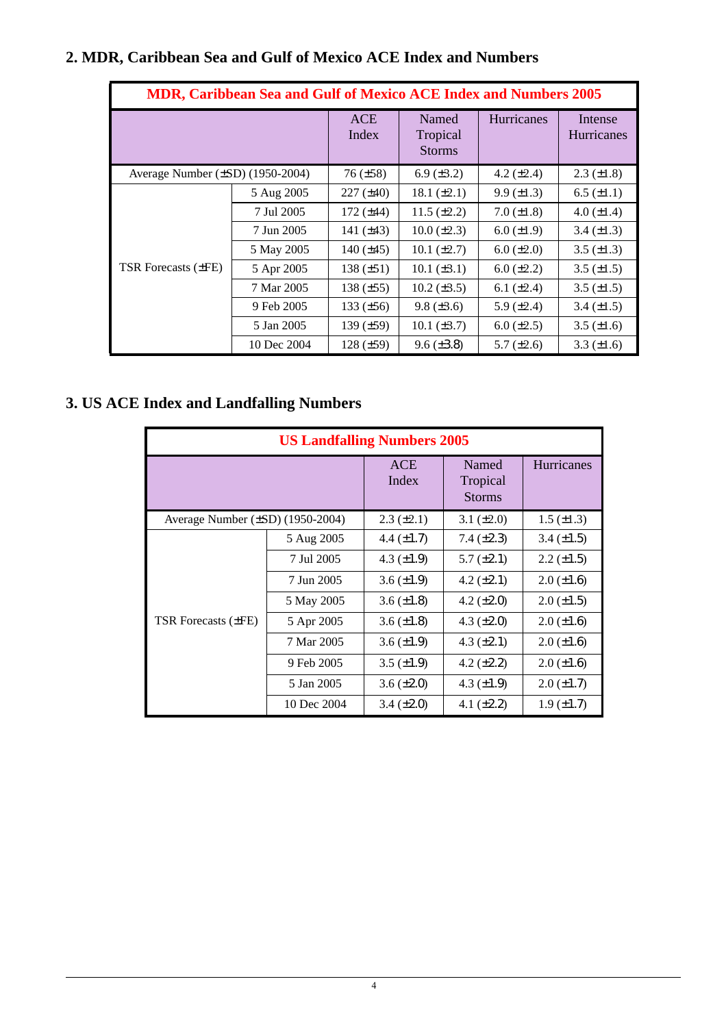## 2. MDR, Caribbean Sea and Gulf of Mexico ACE Index and Numbers

| MDR, Caribbean Sea and Gulf of Mexico ACE Index and Numbers 2005 | | | | | |
|---|---|---|---|---|---|
| | | ACE Index | Named Tropical Storms | Hurricanes | Intense Hurricanes |
| Average Number (±SD) (1950-2004) | | 76 (±58) | 6.9 (±3.2) | 4.2 (±2.4) | 2.3 (±1.8) |
| TSR Forecasts (±FE) | 5 Aug 2005 | 227 (±40) | 18.1 (±2.1) | 9.9 (±1.3) | 6.5 (±1.1) |
| | 7 Jul 2005 | 172 (±44) | 11.5 (±2.2) | 7.0 (±1.8) | 4.0 (±1.4) |
| | 7 Jun 2005 | 141 (±43) | 10.0 (±2.3) | 6.0 (±1.9) | 3.4 (±1.3) |
| | 5 May 2005 | 140 (±45) | 10.1 (±2.7) | 6.0 (±2.0) | 3.5 (±1.3) |
| | 5 Apr 2005 | 138 (±51) | 10.1 (±3.1) | 6.0 (±2.2) | 3.5 (±1.5) |
| | 7 Mar 2005 | 138 (±55) | 10.2 (±3.5) | 6.1 (±2.4) | 3.5 (±1.5) |
| | 9 Feb 2005 | 133 (±56) | 9.8 (±3.6) | 5.9 (±2.4) | 3.4 (±1.5) |
| | 5 Jan 2005 | 139 (±59) | 10.1 (±3.7) | 6.0 (±2.5) | 3.5 (±1.6) |
| | 10 Dec 2004 | 128 (±59) | 9.6 (±3.8) | 5.7 (±2.6) | 3.3 (±1.6) |

## 3. US ACE Index and Landfalling Numbers

| US Landfalling Numbers 2005 | | | | |
|---|---|---|---|---|
| | | ACE Index | Named Tropical Storms | Hurricanes |
| Average Number (±SD) (1950-2004) | | 2.3 (±2.1) | 3.1 (±2.0) | 1.5 (±1.3) |
| TSR Forecasts (±FE) | 5 Aug 2005 | 4.4 (±1.7) | 7.4 (±2.3) | 3.4 (±1.5) |
| | 7 Jul 2005 | 4.3 (±1.9) | 5.7 (±2.1) | 2.2 (±1.5) |
| | 7 Jun 2005 | 3.6 (±1.9) | 4.2 (±2.1) | 2.0 (±1.6) |
| | 5 May 2005 | 3.6 (±1.8) | 4.2 (±2.0) | 2.0 (±1.5) |
| | 5 Apr 2005 | 3.6 (±1.8) | 4.3 (±2.0) | 2.0 (±1.6) |
| | 7 Mar 2005 | 3.6 (±1.9) | 4.3 (±2.1) | 2.0 (±1.6) |
| | 9 Feb 2005 | 3.5 (±1.9) | 4.2 (±2.2) | 2.0 (±1.6) |
| | 5 Jan 2005 | 3.6 (±2.0) | 4.3 (±1.9) | 2.0 (±1.7) |
| | 10 Dec 2004 | 3.4 (±2.0) | 4.1 (±2.2) | 1.9 (±1.7) |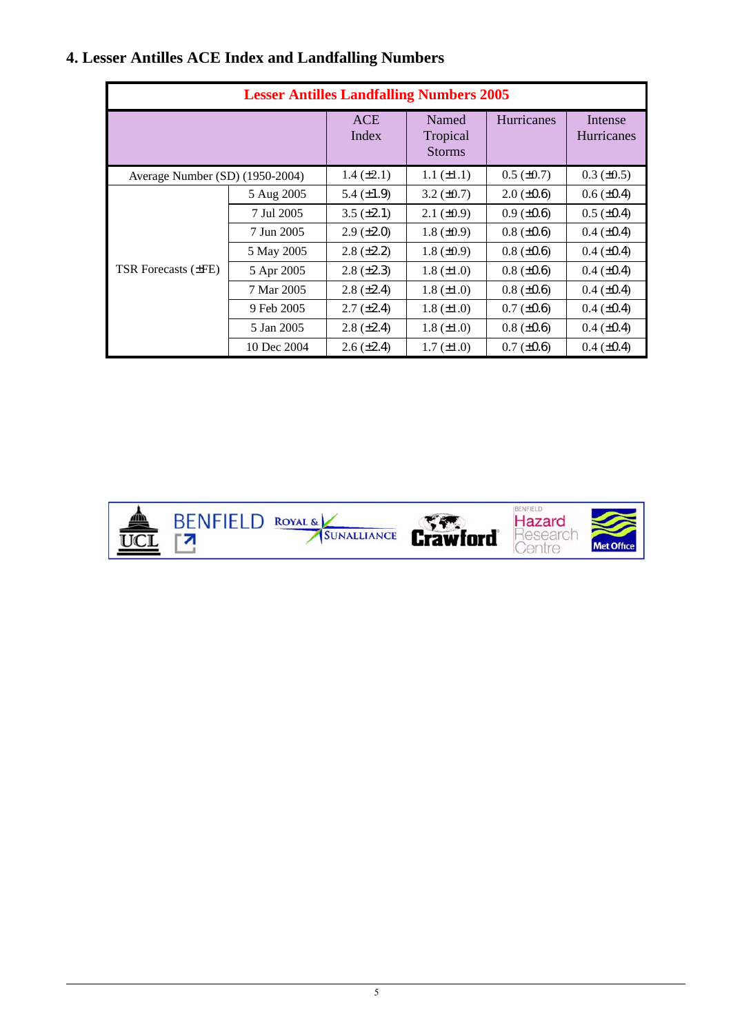## 4. Lesser Antilles ACE Index and Landfalling Numbers

| Lesser Antilles Landfalling Numbers 2005 | | | | | |
|---|---|---|---|---|---|
| | | ACE Index | Named Tropical Storms | Hurricanes | Intense Hurricanes |
| Average Number (SD) (1950-2004) | | 1.4 (±2.1) | 1.1 (±1.1) | 0.5 (±0.7) | 0.3 (±0.5) |
| TSR Forecasts (±FE) | 5 Aug 2005 | 5.4 (±1.9) | 3.2 (±0.7) | 2.0 (±0.6) | 0.6 (±0.4) |
| | 7 Jul 2005 | 3.5 (±2.1) | 2.1 (±0.9) | 0.9 (±0.6) | 0.5 (±0.4) |
| | 7 Jun 2005 | 2.9 (±2.0) | 1.8 (±0.9) | 0.8 (±0.6) | 0.4 (±0.4) |
| | 5 May 2005 | 2.8 (±2.2) | 1.8 (±0.9) | 0.8 (±0.6) | 0.4 (±0.4) |
| | 5 Apr 2005 | 2.8 (±2.3) | 1.8 (±1.0) | 0.8 (±0.6) | 0.4 (±0.4) |
| | 7 Mar 2005 | 2.8 (±2.4) | 1.8 (±1.0) | 0.8 (±0.6) | 0.4 (±0.4) |
| | 9 Feb 2005 | 2.7 (±2.4) | 1.8 (±1.0) | 0.7 (±0.6) | 0.4 (±0.4) |
| | 5 Jan 2005 | 2.8 (±2.4) | 1.8 (±1.0) | 0.8 (±0.6) | 0.4 (±0.4) |
| | 10 Dec 2004 | 2.6 (±2.4) | 1.7 (±1.0) | 0.7 (±0.6) | 0.4 (±0.4) |

UCL BENFIELD ROYAL & SUNALLIANCE Crawford BENFIELD Hazard Research Centre Met Office